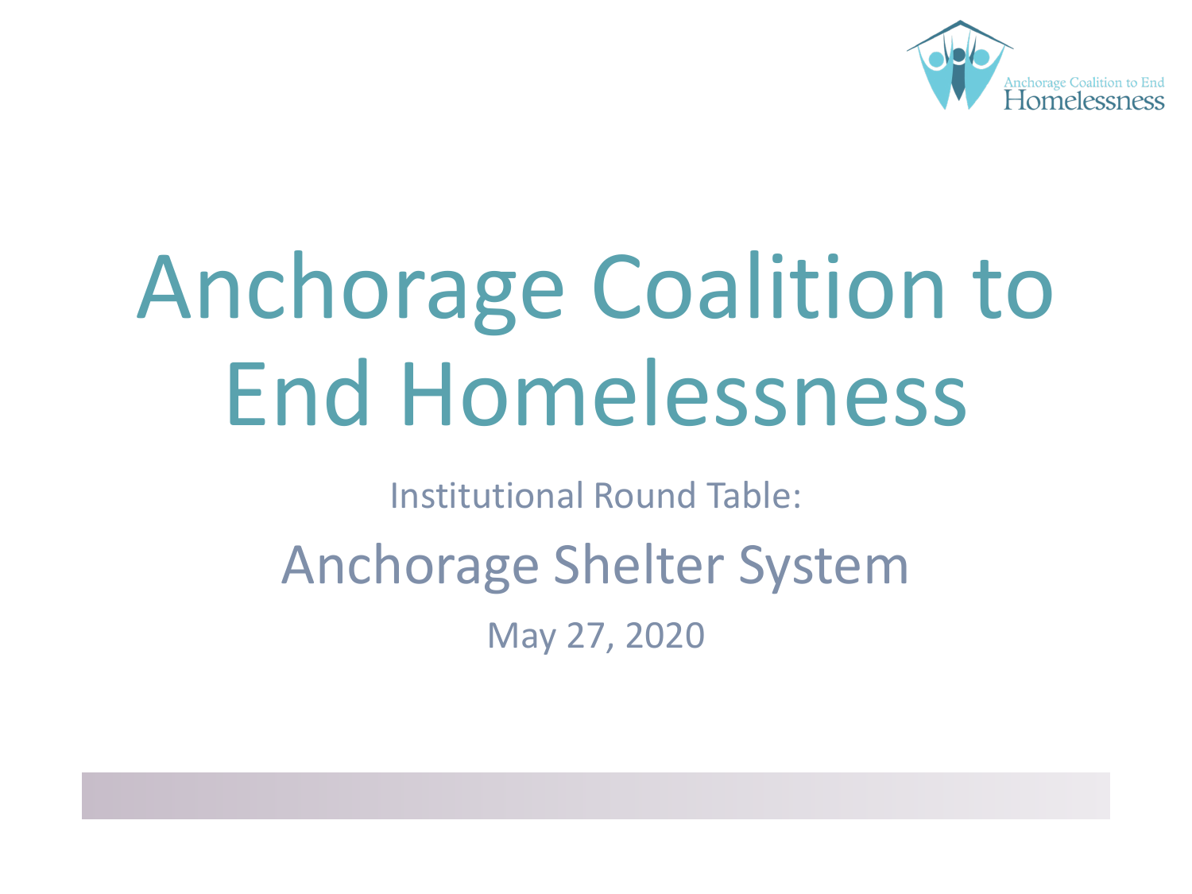# Anchorage Coalition to End Homelessness

Institutional Round Table:

## Anchorage Shelter System

May 27, 2020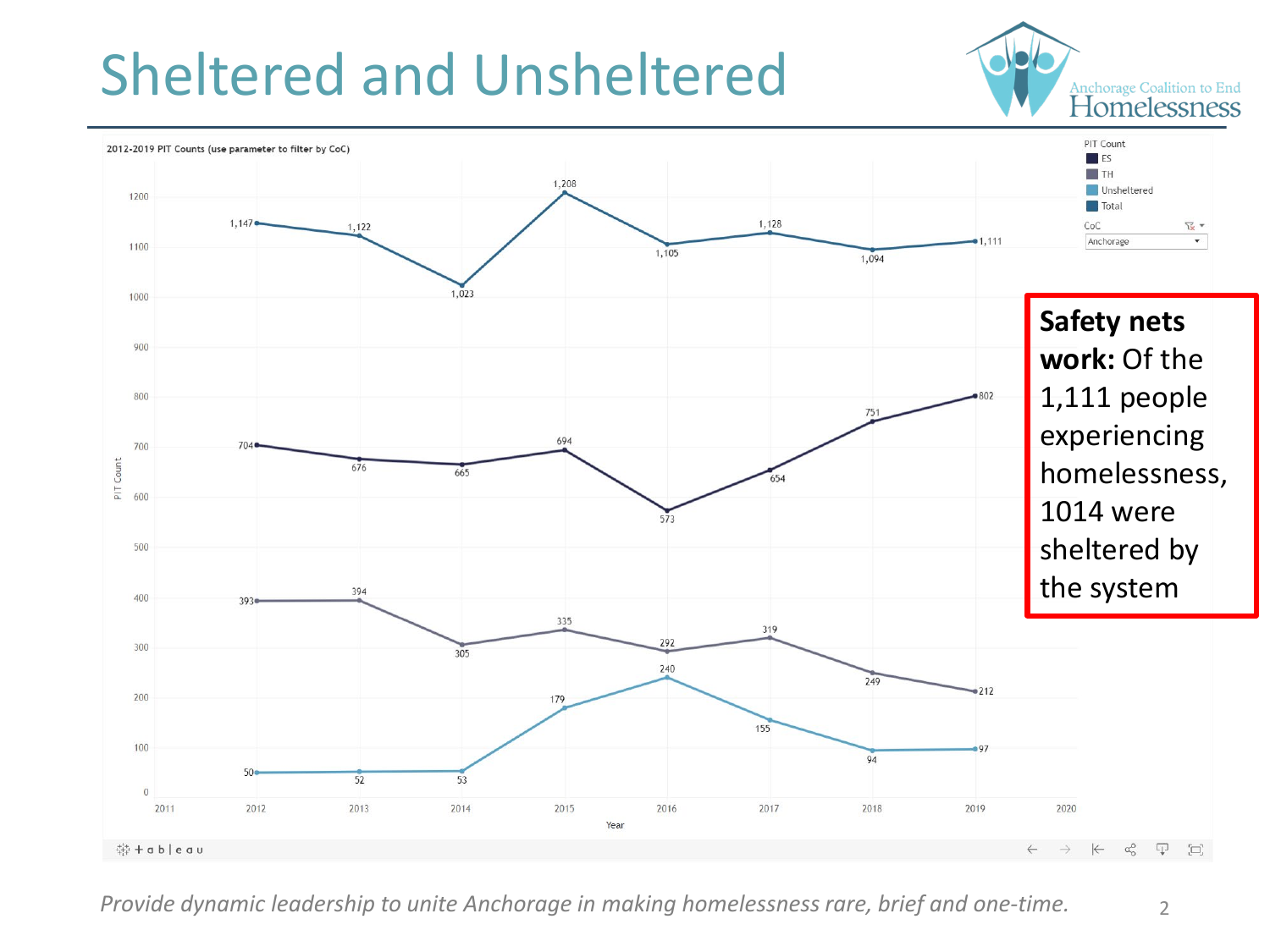# Sheltered and Unsheltered

Anchorage Coalition to End Homelessness

2012-2019 PIT Counts (use parameter to filter by CoC)

| Year | ES | TH | Unsheltered | Total |
|---|---|---|---|---|
| 2012 | 704 | 393 | 50 | 1,147 |
| 2013 | 676 | 394 | 52 | 1,122 |
| 2014 | 665 | 305 | 53 | 1,023 |
| 2015 | 694 | 335 | 179 | 1,208 |
| 2016 | 573 | 292 | 240 | 1,105 |
| 2017 | 654 | 319 | 155 | 1,128 |
| 2018 | 751 | 249 | 94 | 1,094 |
| 2019 | 802 | 212 | 97 | 1,111 |

CoC: Anchorage

**Safety nets work:** Of the 1,111 people experiencing homelessness, 1014 were sheltered by the system

*Provide dynamic leadership to unite Anchorage in making homelessness rare, brief and one-time.*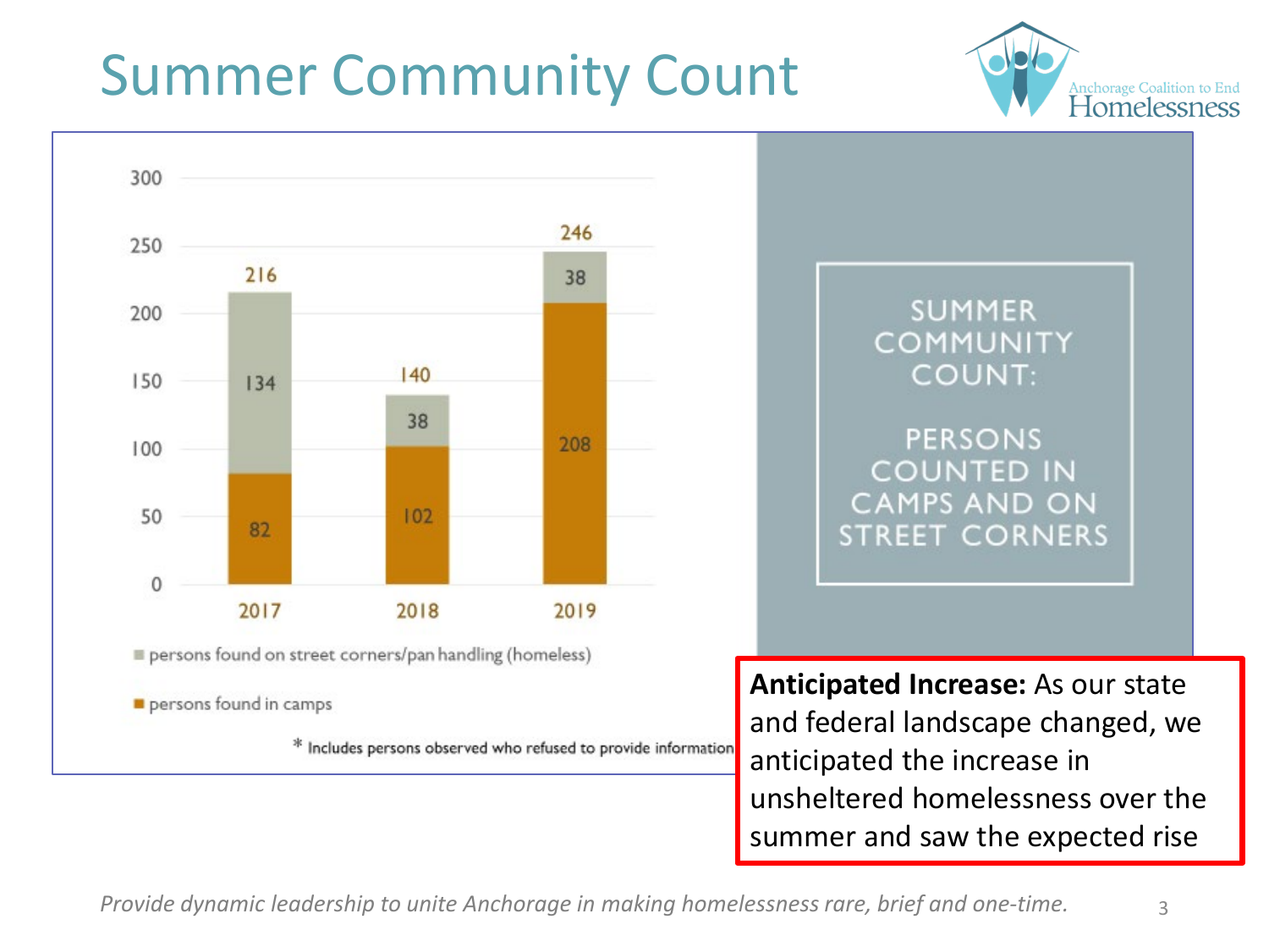# Summer Community Count

| Year | persons found in camps | persons found on street corners/pan handling (homeless) | Total |
|---|---|---|---|
| 2017 | 82 | 134 | 216 |
| 2018 | 102 | 38 | 140 |
| 2019 | 208 | 38 | 246 |

\* Includes persons observed who refused to provide information

SUMMER COMMUNITY COUNT:

PERSONS COUNTED IN CAMPS AND ON STREET CORNERS

**Anticipated Increase:** As our state and federal landscape changed, we anticipated the increase in unsheltered homelessness over the summer and saw the expected rise

*Provide dynamic leadership to unite Anchorage in making homelessness rare, brief and one-time.*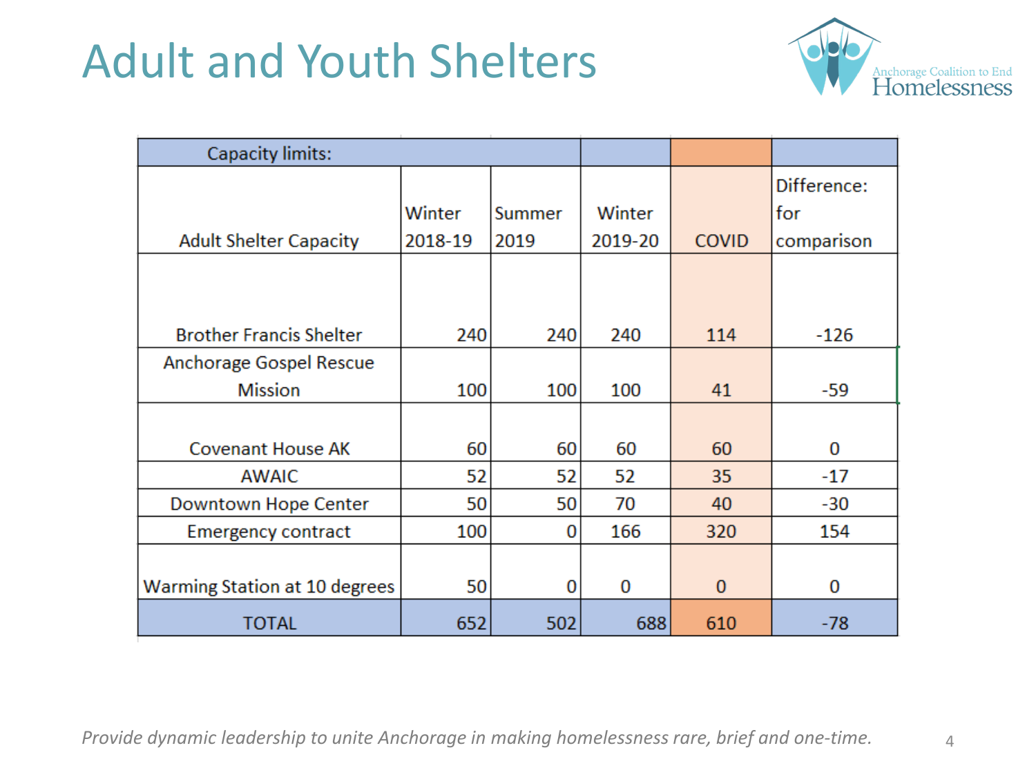# Adult and Youth Shelters

| Capacity limits: | | | | | |
|---|---|---|---|---|---|
| Adult Shelter Capacity | Winter 2018-19 | Summer 2019 | Winter 2019-20 | COVID | Difference: for comparison |
| Brother Francis Shelter | 240 | 240 | 240 | 114 | -126 |
| Anchorage Gospel Rescue Mission | 100 | 100 | 100 | 41 | -59 |
| Covenant House AK | 60 | 60 | 60 | 60 | 0 |
| AWAIC | 52 | 52 | 52 | 35 | -17 |
| Downtown Hope Center | 50 | 50 | 70 | 40 | -30 |
| Emergency contract | 100 | 0 | 166 | 320 | 154 |
| Warming Station at 10 degrees | 50 | 0 | 0 | 0 | 0 |
| TOTAL | 652 | 502 | 688 | 610 | -78 |

*Provide dynamic leadership to unite Anchorage in making homelessness rare, brief and one-time.*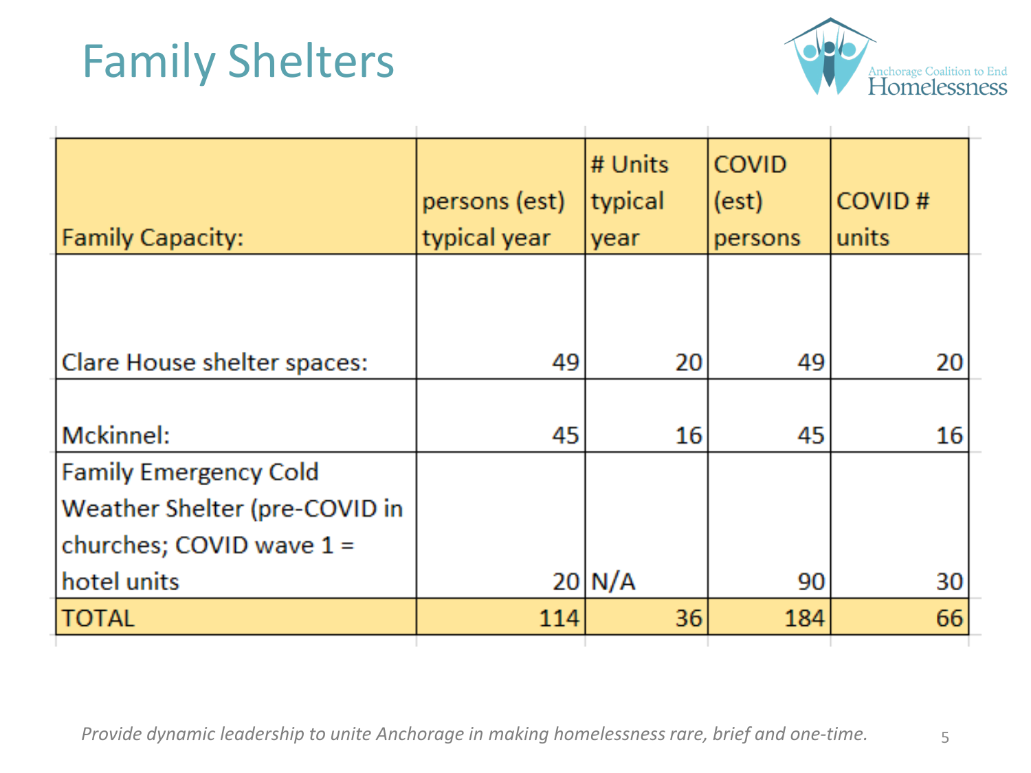# Family Shelters

| Family Capacity: | persons (est) typical year | # Units typical year | COVID (est) persons | COVID # units |
|---|---|---|---|---|
| Clare House shelter spaces: | 49 | 20 | 49 | 20 |
| Mckinnel: | 45 | 16 | 45 | 16 |
| Family Emergency Cold Weather Shelter (pre-COVID in churches; COVID wave 1 = hotel units | 20 | N/A | 90 | 30 |
| TOTAL | 114 | 36 | 184 | 66 |

*Provide dynamic leadership to unite Anchorage in making homelessness rare, brief and one-time.*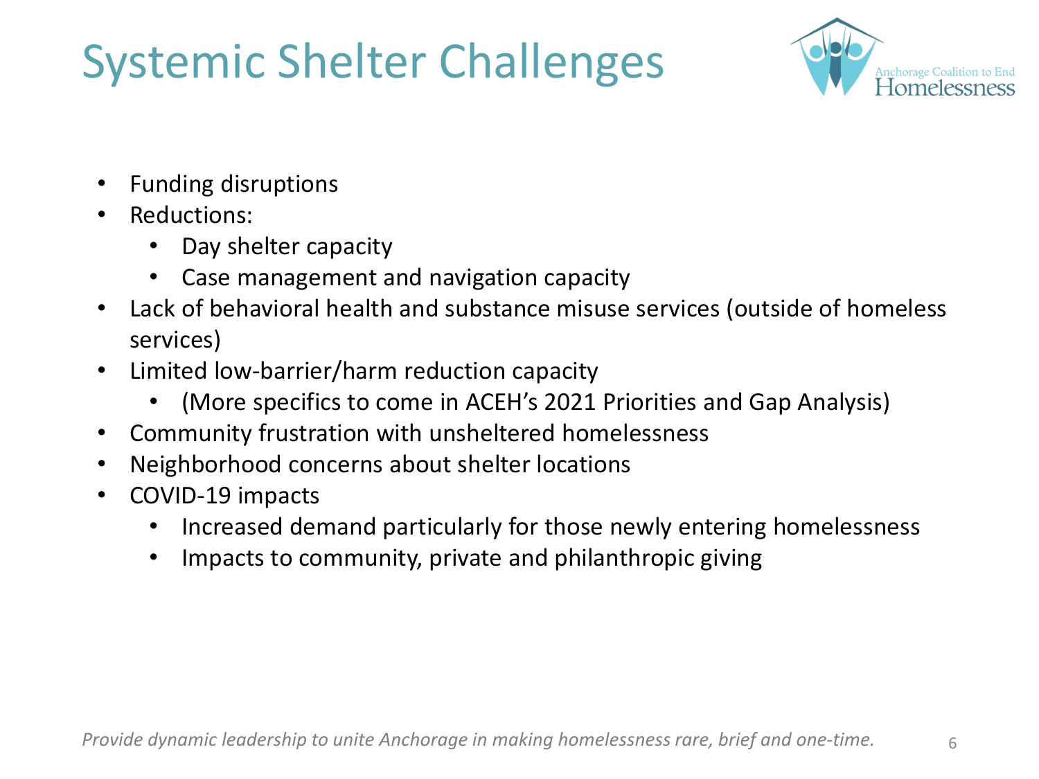# Systemic Shelter Challenges

- Funding disruptions
- Reductions:
  - Day shelter capacity
  - Case management and navigation capacity
- Lack of behavioral health and substance misuse services (outside of homeless services)
- Limited low-barrier/harm reduction capacity
  - (More specifics to come in ACEH's 2021 Priorities and Gap Analysis)
- Community frustration with unsheltered homelessness
- Neighborhood concerns about shelter locations
- COVID-19 impacts
  - Increased demand particularly for those newly entering homelessness
  - Impacts to community, private and philanthropic giving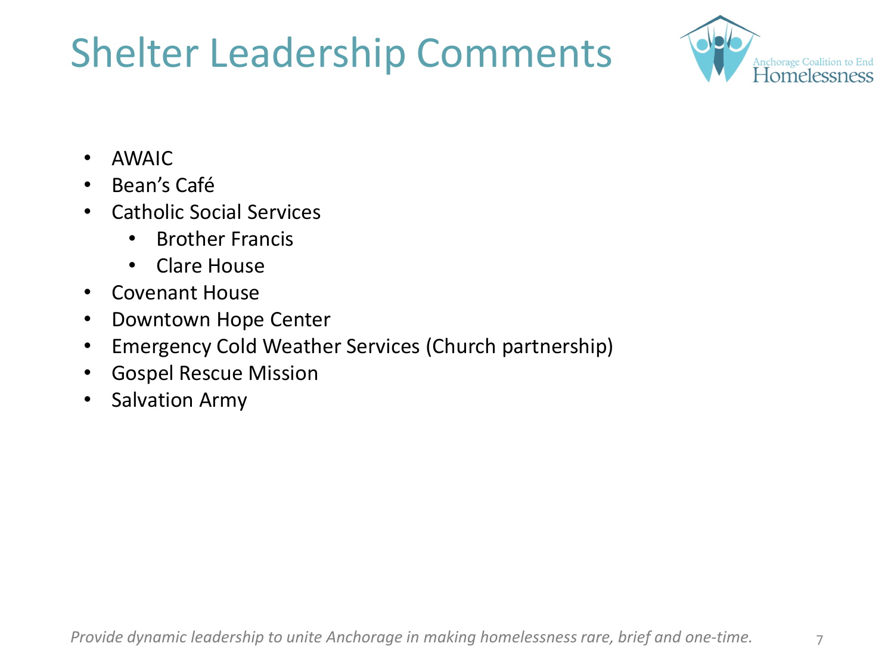# Shelter Leadership Comments

- AWAIC
- Bean's Café
- Catholic Social Services
  - Brother Francis
  - Clare House
- Covenant House
- Downtown Hope Center
- Emergency Cold Weather Services (Church partnership)
- Gospel Rescue Mission
- Salvation Army